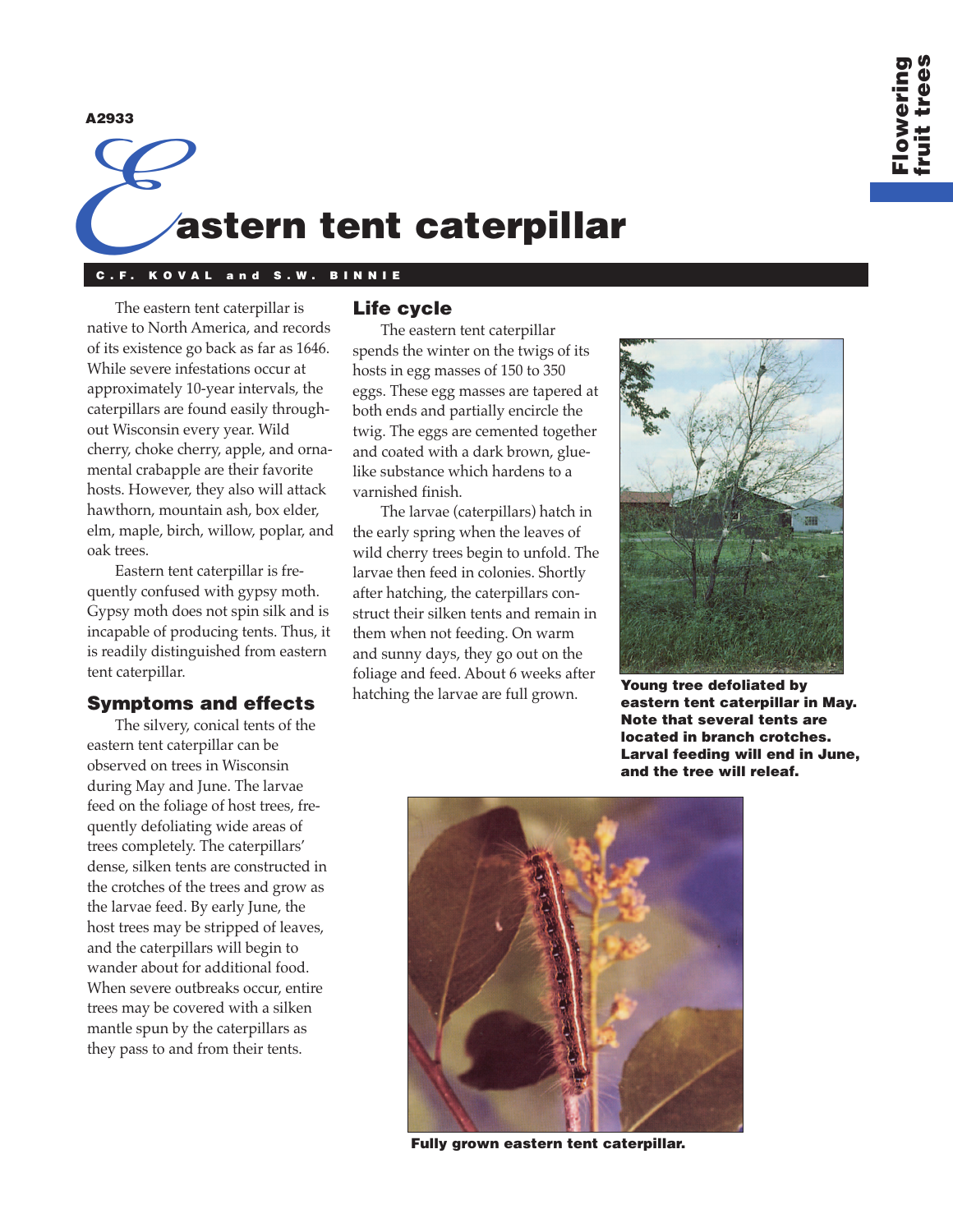A2933

# Eastern tent caterpillar

**C.F. KOVAL and S.W. BINNIE**

The eastern tent caterpillar is native to North America, and records of its existence go back as far as 1646. While severe infestations occur at approximately 10-year intervals, the caterpillars are found easily throughout Wisconsin every year. Wild cherry, choke cherry, apple, and ornamental crabapple are their favorite hosts. However, they also will attack hawthorn, mountain ash, box elder, elm, maple, birch, willow, poplar, and oak trees.

Eastern tent caterpillar is frequently confused with gypsy moth. Gypsy moth does not spin silk and is incapable of producing tents. Thus, it is readily distinguished from eastern tent caterpillar.

## Symptoms and effects

The silvery, conical tents of the eastern tent caterpillar can be observed on trees in Wisconsin during May and June. The larvae feed on the foliage of host trees, frequently defoliating wide areas of trees completely. The caterpillars' dense, silken tents are constructed in the crotches of the trees and grow as the larvae feed. By early June, the host trees may be stripped of leaves, and the caterpillars will begin to wander about for additional food. When severe outbreaks occur, entire trees may be covered with a silken mantle spun by the caterpillars as they pass to and from their tents.

## Life cycle

The eastern tent caterpillar spends the winter on the twigs of its hosts in egg masses of 150 to 350 eggs. These egg masses are tapered at both ends and partially encircle the twig. The eggs are cemented together and coated with a dark brown, glue-like substance which hardens to a varnished finish.

The larvae (caterpillars) hatch in the early spring when the leaves of wild cherry trees begin to unfold. The larvae then feed in colonies. Shortly after hatching, the caterpillars construct their silken tents and remain in them when not feeding. On warm and sunny days, they go out on the foliage and feed. About 6 weeks after hatching the larvae are full grown.

**Young tree defoliated by eastern tent caterpillar in May. Note that several tents are located in branch crotches. Larval feeding will end in June, and the tree will releaf.**

**Fully grown eastern tent caterpillar.**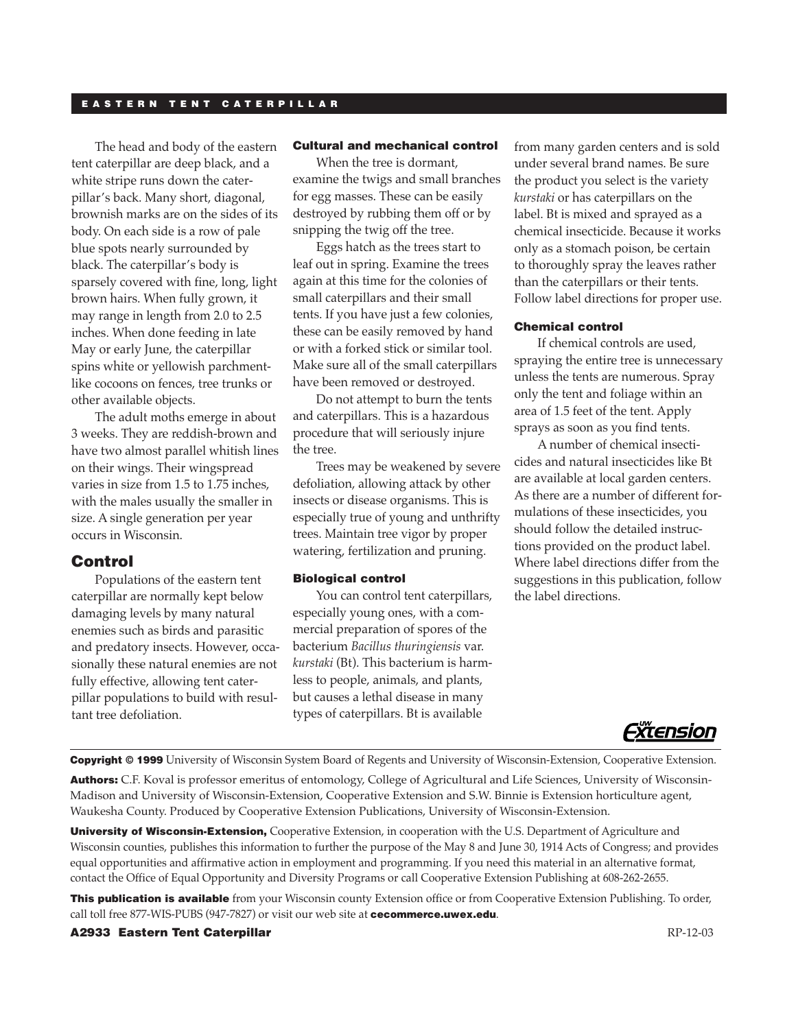The head and body of the eastern tent caterpillar are deep black, and a white stripe runs down the caterpillar's back. Many short, diagonal, brownish marks are on the sides of its body. On each side is a row of pale blue spots nearly surrounded by black. The caterpillar's body is sparsely covered with fine, long, light brown hairs. When fully grown, it may range in length from 2.0 to 2.5 inches. When done feeding in late May or early June, the caterpillar spins white or yellowish parchment-like cocoons on fences, tree trunks or other available objects.

The adult moths emerge in about 3 weeks. They are reddish-brown and have two almost parallel whitish lines on their wings. Their wingspread varies in size from 1.5 to 1.75 inches, with the males usually the smaller in size. A single generation per year occurs in Wisconsin.

## Control

Populations of the eastern tent caterpillar are normally kept below damaging levels by many natural enemies such as birds and parasitic and predatory insects. However, occasionally these natural enemies are not fully effective, allowing tent caterpillar populations to build with resultant tree defoliation.

### Cultural and mechanical control

When the tree is dormant, examine the twigs and small branches for egg masses. These can be easily destroyed by rubbing them off or by snipping the twig off the tree.

Eggs hatch as the trees start to leaf out in spring. Examine the trees again at this time for the colonies of small caterpillars and their small tents. If you have just a few colonies, these can be easily removed by hand or with a forked stick or similar tool. Make sure all of the small caterpillars have been removed or destroyed.

Do not attempt to burn the tents and caterpillars. This is a hazardous procedure that will seriously injure the tree.

Trees may be weakened by severe defoliation, allowing attack by other insects or disease organisms. This is especially true of young and unthrifty trees. Maintain tree vigor by proper watering, fertilization and pruning.

### Biological control

You can control tent caterpillars, especially young ones, with a commercial preparation of spores of the bacterium *Bacillus thuringiensis* var. *kurstaki* (Bt). This bacterium is harmless to people, animals, and plants, but causes a lethal disease in many types of caterpillars. Bt is available from many garden centers and is sold under several brand names. Be sure the product you select is the variety *kurstaki* or has caterpillars on the label. Bt is mixed and sprayed as a chemical insecticide. Because it works only as a stomach poison, be certain to thoroughly spray the leaves rather than the caterpillars or their tents. Follow label directions for proper use.

### Chemical control

If chemical controls are used, spraying the entire tree is unnecessary unless the tents are numerous. Spray only the tent and foliage within an area of 1.5 feet of the tent. Apply sprays as soon as you find tents.

A number of chemical insecticides and natural insecticides like Bt are available at local garden centers. As there are a number of different formulations of these insecticides, you should follow the detailed instructions provided on the product label. Where label directions differ from the suggestions in this publication, follow the label directions.

---

**Copyright © 1999** University of Wisconsin System Board of Regents and University of Wisconsin-Extension, Cooperative Extension.

**Authors:** C.F. Koval is professor emeritus of entomology, College of Agricultural and Life Sciences, University of Wisconsin-Madison and University of Wisconsin-Extension, Cooperative Extension and S.W. Binnie is Extension horticulture agent, Waukesha County. Produced by Cooperative Extension Publications, University of Wisconsin-Extension.

**University of Wisconsin-Extension,** Cooperative Extension, in cooperation with the U.S. Department of Agriculture and Wisconsin counties, publishes this information to further the purpose of the May 8 and June 30, 1914 Acts of Congress; and provides equal opportunities and affirmative action in employment and programming. If you need this material in an alternative format, contact the Office of Equal Opportunity and Diversity Programs or call Cooperative Extension Publishing at 608-262-2655.

**This publication is available** from your Wisconsin county Extension office or from Cooperative Extension Publishing. To order, call toll free 877-WIS-PUBS (947-7827) or visit our web site at **cecommerce.uwex.edu**.

**A2933 Eastern Tent Caterpillar** RP-12-03